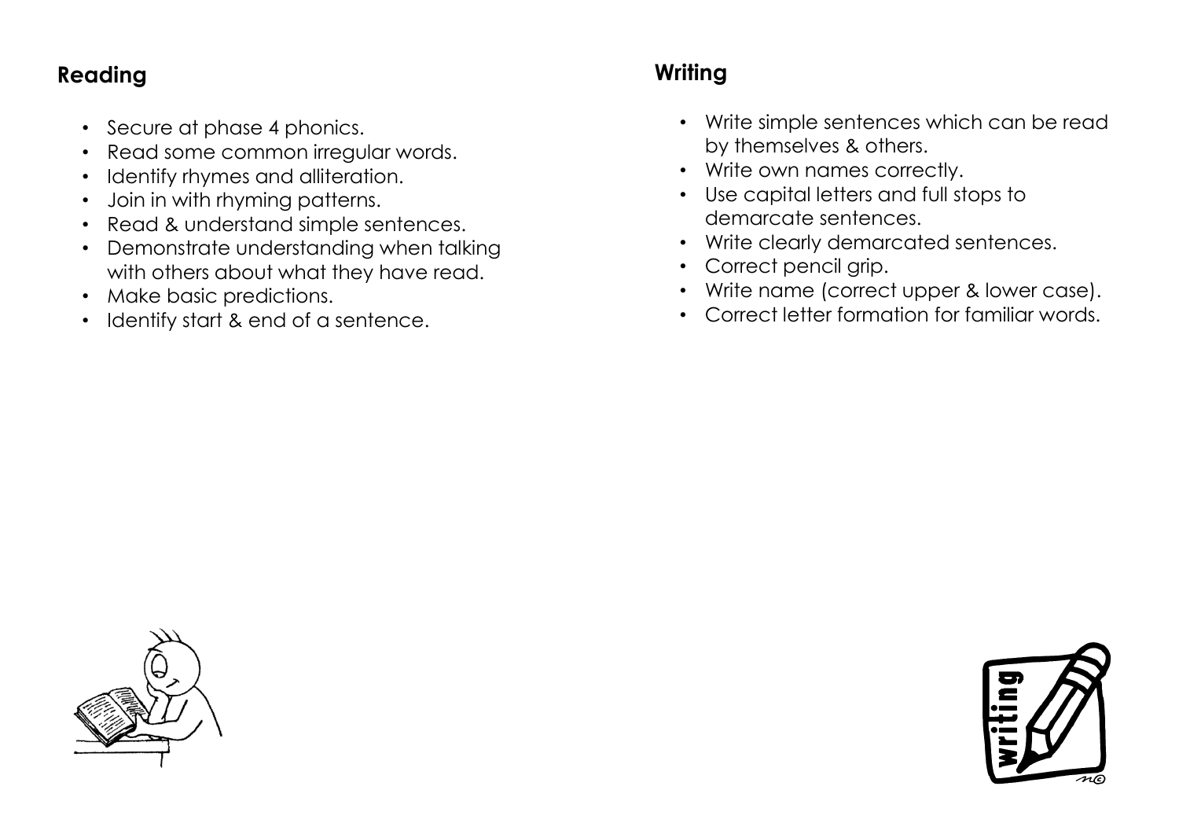## Reading

- Secure at phase 4 phonics.
- Read some common irregular words.
- Identify rhymes and alliteration.
- Join in with rhyming patterns.
- Read & understand simple sentences.
- Demonstrate understanding when talking with others about what they have read.
- Make basic predictions.
- Identify start & end of a sentence.

## Writing

- Write simple sentences which can be read by themselves & others.
- Write own names correctly.
- Use capital letters and full stops to demarcate sentences.
- Write clearly demarcated sentences.
- Correct pencil grip.
- Write name (correct upper & lower case).
- Correct letter formation for familiar words.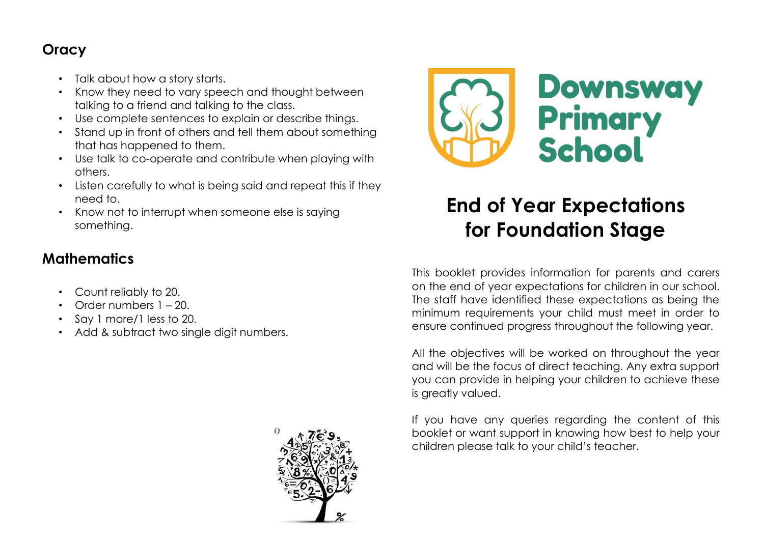## Oracy

- Talk about how a story starts.
- Know they need to vary speech and thought between talking to a friend and talking to the class.
- Use complete sentences to explain or describe things.
- Stand up in front of others and tell them about something that has happened to them.
- Use talk to co-operate and contribute when playing with others.
- Listen carefully to what is being said and repeat this if they need to.
- Know not to interrupt when someone else is saying something.

## Mathematics

- Count reliably to 20.
- Order numbers 1 – 20.
- Say 1 more/1 less to 20.
- Add & subtract two single digit numbers.

# Downsway Primary School

# End of Year Expectations for Foundation Stage

This booklet provides information for parents and carers on the end of year expectations for children in our school. The staff have identified these expectations as being the minimum requirements your child must meet in order to ensure continued progress throughout the following year.

All the objectives will be worked on throughout the year and will be the focus of direct teaching. Any extra support you can provide in helping your children to achieve these is greatly valued.

If you have any queries regarding the content of this booklet or want support in knowing how best to help your children please talk to your child's teacher.